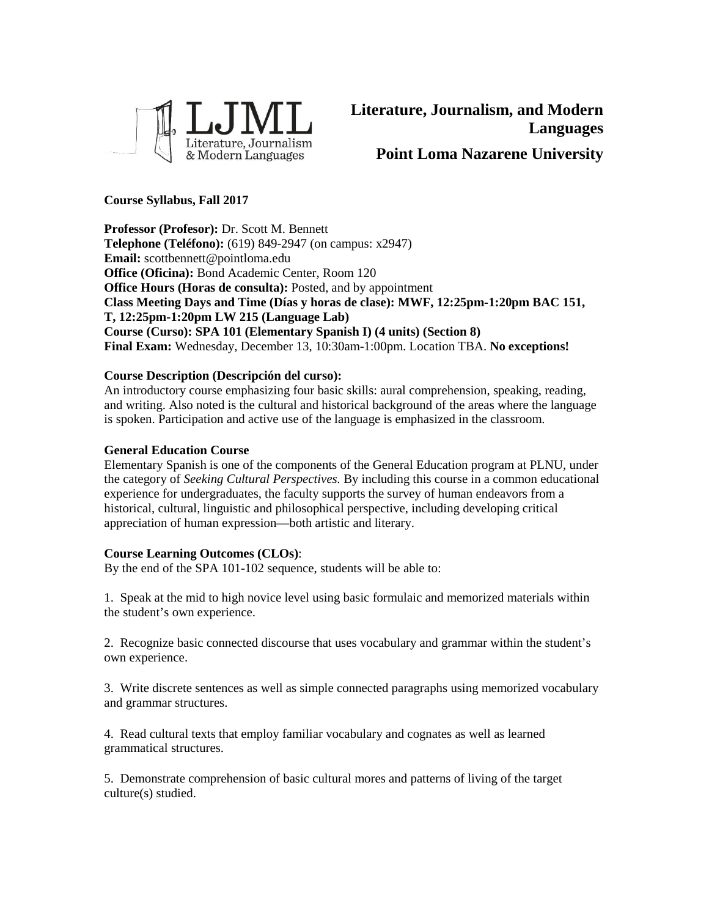**Literature, Journalism, and Modern Languages**

**Point Loma Nazarene University**

**Course Syllabus, Fall 2017**

**Professor (Profesor):** Dr. Scott M. Bennett
**Telephone (Teléfono):** (619) 849-2947 (on campus: x2947)
**Email:** scottbennett@pointloma.edu
**Office (Oficina):** Bond Academic Center, Room 120
**Office Hours (Horas de consulta):** Posted, and by appointment
**Class Meeting Days and Time (Días y horas de clase): MWF, 12:25pm-1:20pm BAC 151, T, 12:25pm-1:20pm LW 215 (Language Lab)**
**Course (Curso): SPA 101 (Elementary Spanish I) (4 units) (Section 8)**
**Final Exam:** Wednesday, December 13, 10:30am-1:00pm. Location TBA. **No exceptions!**

**Course Description (Descripción del curso):**
An introductory course emphasizing four basic skills: aural comprehension, speaking, reading, and writing. Also noted is the cultural and historical background of the areas where the language is spoken. Participation and active use of the language is emphasized in the classroom.

**General Education Course**
Elementary Spanish is one of the components of the General Education program at PLNU, under the category of *Seeking Cultural Perspectives*. By including this course in a common educational experience for undergraduates, the faculty supports the survey of human endeavors from a historical, cultural, linguistic and philosophical perspective, including developing critical appreciation of human expression—both artistic and literary.

**Course Learning Outcomes (CLOs)**:
By the end of the SPA 101-102 sequence, students will be able to:

1. Speak at the mid to high novice level using basic formulaic and memorized materials within the student's own experience.

2. Recognize basic connected discourse that uses vocabulary and grammar within the student's own experience.

3. Write discrete sentences as well as simple connected paragraphs using memorized vocabulary and grammar structures.

4. Read cultural texts that employ familiar vocabulary and cognates as well as learned grammatical structures.

5. Demonstrate comprehension of basic cultural mores and patterns of living of the target culture(s) studied.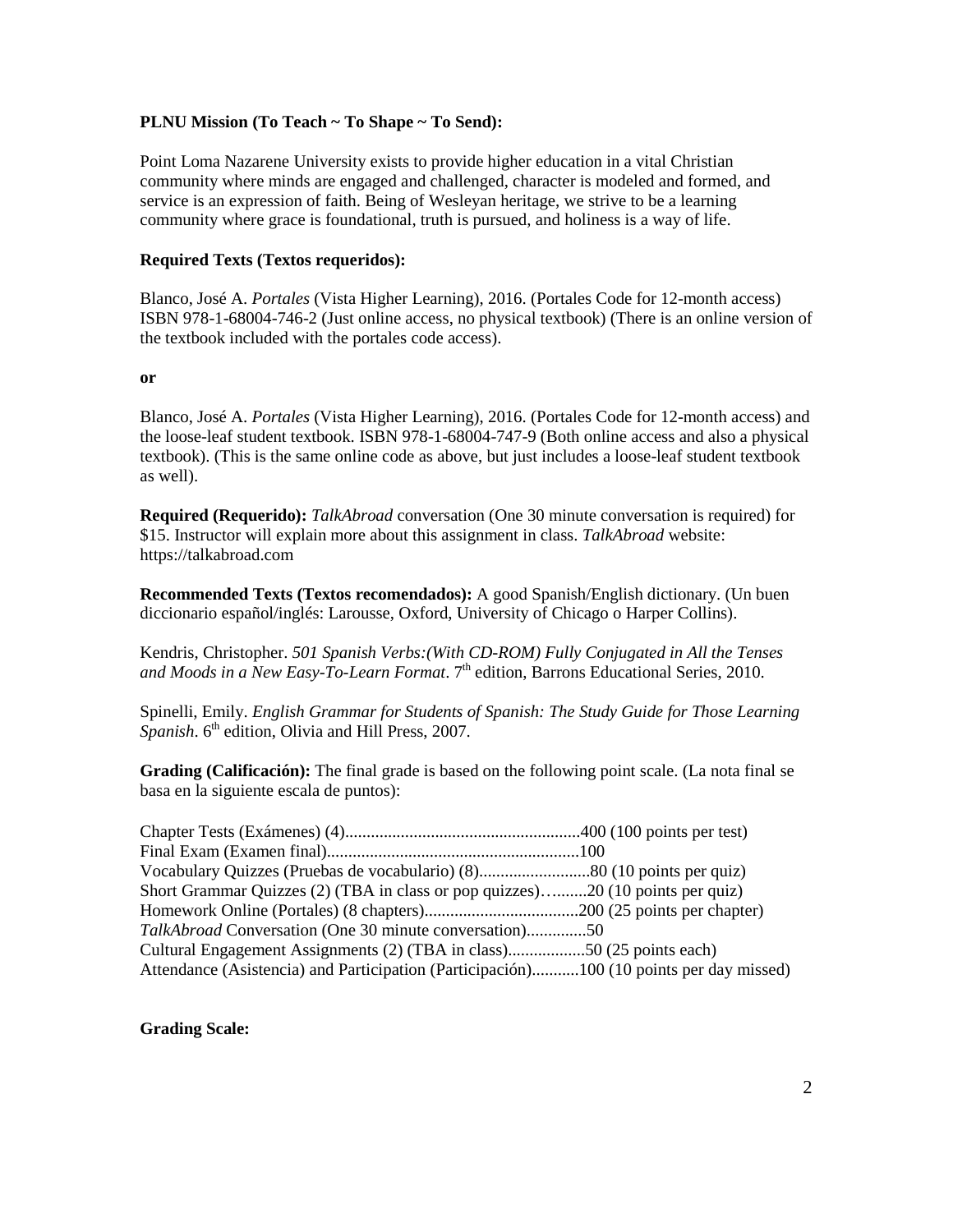**PLNU Mission (To Teach ~ To Shape ~ To Send):**

Point Loma Nazarene University exists to provide higher education in a vital Christian community where minds are engaged and challenged, character is modeled and formed, and service is an expression of faith. Being of Wesleyan heritage, we strive to be a learning community where grace is foundational, truth is pursued, and holiness is a way of life.

**Required Texts (Textos requeridos):**

Blanco, José A. *Portales* (Vista Higher Learning), 2016. (Portales Code for 12-month access) ISBN 978-1-68004-746-2 (Just online access, no physical textbook) (There is an online version of the textbook included with the portales code access).

**or**

Blanco, José A. *Portales* (Vista Higher Learning), 2016. (Portales Code for 12-month access) and the loose-leaf student textbook. ISBN 978-1-68004-747-9 (Both online access and also a physical textbook). (This is the same online code as above, but just includes a loose-leaf student textbook as well).

**Required (Requerido):** *TalkAbroad* conversation (One 30 minute conversation is required) for $15. Instructor will explain more about this assignment in class. *TalkAbroad* website: https://talkabroad.com

**Recommended Texts (Textos recomendados):** A good Spanish/English dictionary. (Un buen diccionario español/inglés: Larousse, Oxford, University of Chicago o Harper Collins).

Kendris, Christopher. *501 Spanish Verbs:(With CD-ROM) Fully Conjugated in All the Tenses and Moods in a New Easy-To-Learn Format*. 7th edition, Barrons Educational Series, 2010.

Spinelli, Emily. *English Grammar for Students of Spanish: The Study Guide for Those Learning Spanish*. 6th edition, Olivia and Hill Press, 2007.

**Grading (Calificación):** The final grade is based on the following point scale. (La nota final se basa en la siguiente escala de puntos):

Chapter Tests (Exámenes) (4).......................................................400 (100 points per test)
Final Exam (Examen final)...........................................................100
Vocabulary Quizzes (Pruebas de vocabulario) (8)..........................80 (10 points per quiz)
Short Grammar Quizzes (2) (TBA in class or pop quizzes)….......20 (10 points per quiz)
Homework Online (Portales) (8 chapters)....................................200 (25 points per chapter)
*TalkAbroad* Conversation (One 30 minute conversation)..............50
Cultural Engagement Assignments (2) (TBA in class)..................50 (25 points each)
Attendance (Asistencia) and Participation (Participación)...........100 (10 points per day missed)

**Grading Scale:**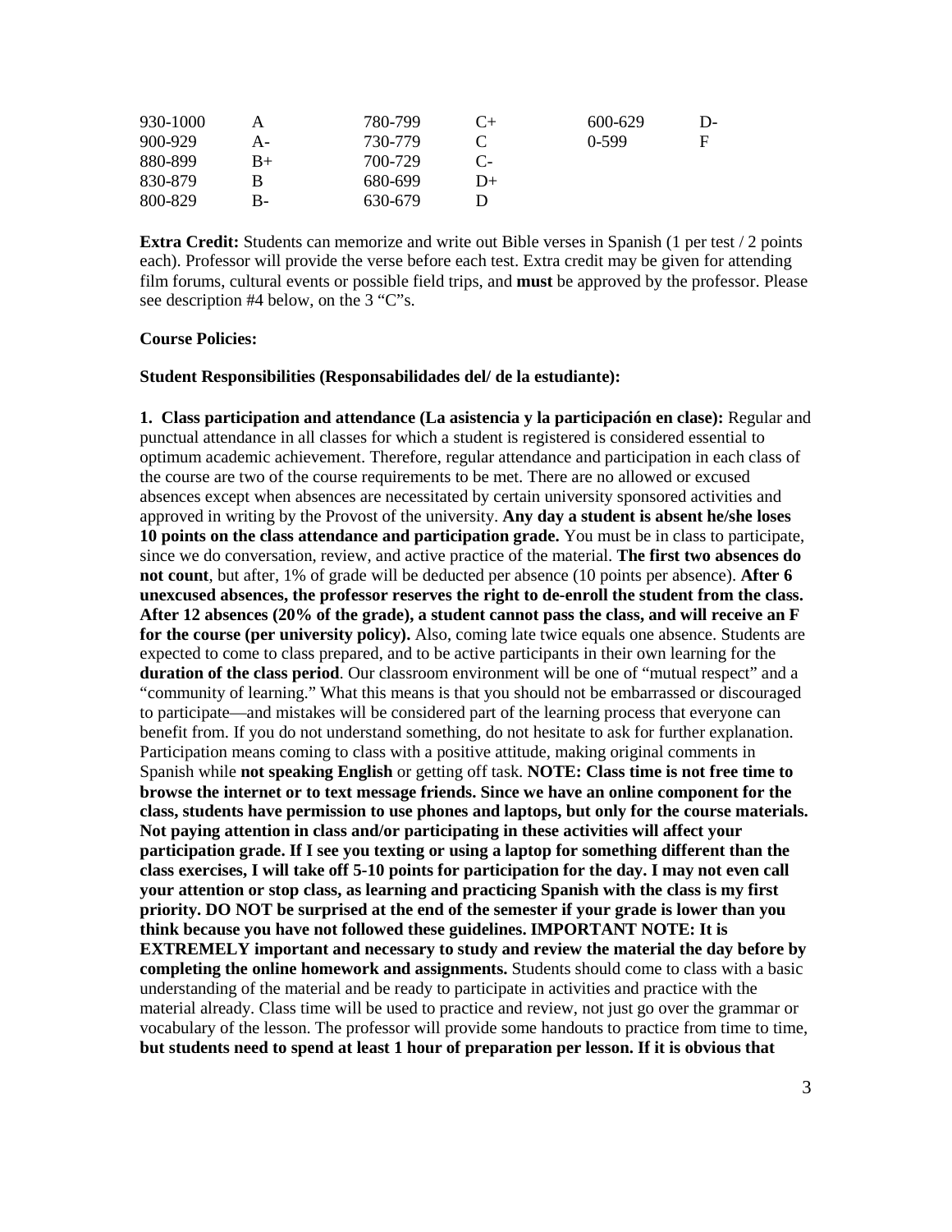| | | | | | |
|---|---|---|---|---|---|
| 930-1000 | A | 780-799 | C+ | 600-629 | D- |
| 900-929 | A- | 730-779 | C | 0-599 | F |
| 880-899 | B+ | 700-729 | C- | | |
| 830-879 | B | 680-699 | D+ | | |
| 800-829 | B- | 630-679 | D | | |

**Extra Credit:** Students can memorize and write out Bible verses in Spanish (1 per test / 2 points each). Professor will provide the verse before each test. Extra credit may be given for attending film forums, cultural events or possible field trips, and **must** be approved by the professor. Please see description #4 below, on the 3 "C"s.

**Course Policies:**

**Student Responsibilities (Responsabilidades del/ de la estudiante):**

**1. Class participation and attendance (La asistencia y la participación en clase):** Regular and punctual attendance in all classes for which a student is registered is considered essential to optimum academic achievement. Therefore, regular attendance and participation in each class of the course are two of the course requirements to be met. There are no allowed or excused absences except when absences are necessitated by certain university sponsored activities and approved in writing by the Provost of the university. **Any day a student is absent he/she loses 10 points on the class attendance and participation grade.** You must be in class to participate, since we do conversation, review, and active practice of the material. **The first two absences do not count**, but after, 1% of grade will be deducted per absence (10 points per absence). **After 6 unexcused absences, the professor reserves the right to de-enroll the student from the class. After 12 absences (20% of the grade), a student cannot pass the class, and will receive an F for the course (per university policy).** Also, coming late twice equals one absence. Students are expected to come to class prepared, and to be active participants in their own learning for the **duration of the class period**. Our classroom environment will be one of "mutual respect" and a "community of learning." What this means is that you should not be embarrassed or discouraged to participate—and mistakes will be considered part of the learning process that everyone can benefit from. If you do not understand something, do not hesitate to ask for further explanation. Participation means coming to class with a positive attitude, making original comments in Spanish while **not speaking English** or getting off task. **NOTE: Class time is not free time to browse the internet or to text message friends. Since we have an online component for the class, students have permission to use phones and laptops, but only for the course materials. Not paying attention in class and/or participating in these activities will affect your participation grade. If I see you texting or using a laptop for something different than the class exercises, I will take off 5-10 points for participation for the day. I may not even call your attention or stop class, as learning and practicing Spanish with the class is my first priority. DO NOT be surprised at the end of the semester if your grade is lower than you think because you have not followed these guidelines. IMPORTANT NOTE: It is EXTREMELY important and necessary to study and review the material the day before by completing the online homework and assignments.** Students should come to class with a basic understanding of the material and be ready to participate in activities and practice with the material already. Class time will be used to practice and review, not just go over the grammar or vocabulary of the lesson. The professor will provide some handouts to practice from time to time, **but students need to spend at least 1 hour of preparation per lesson. If it is obvious that**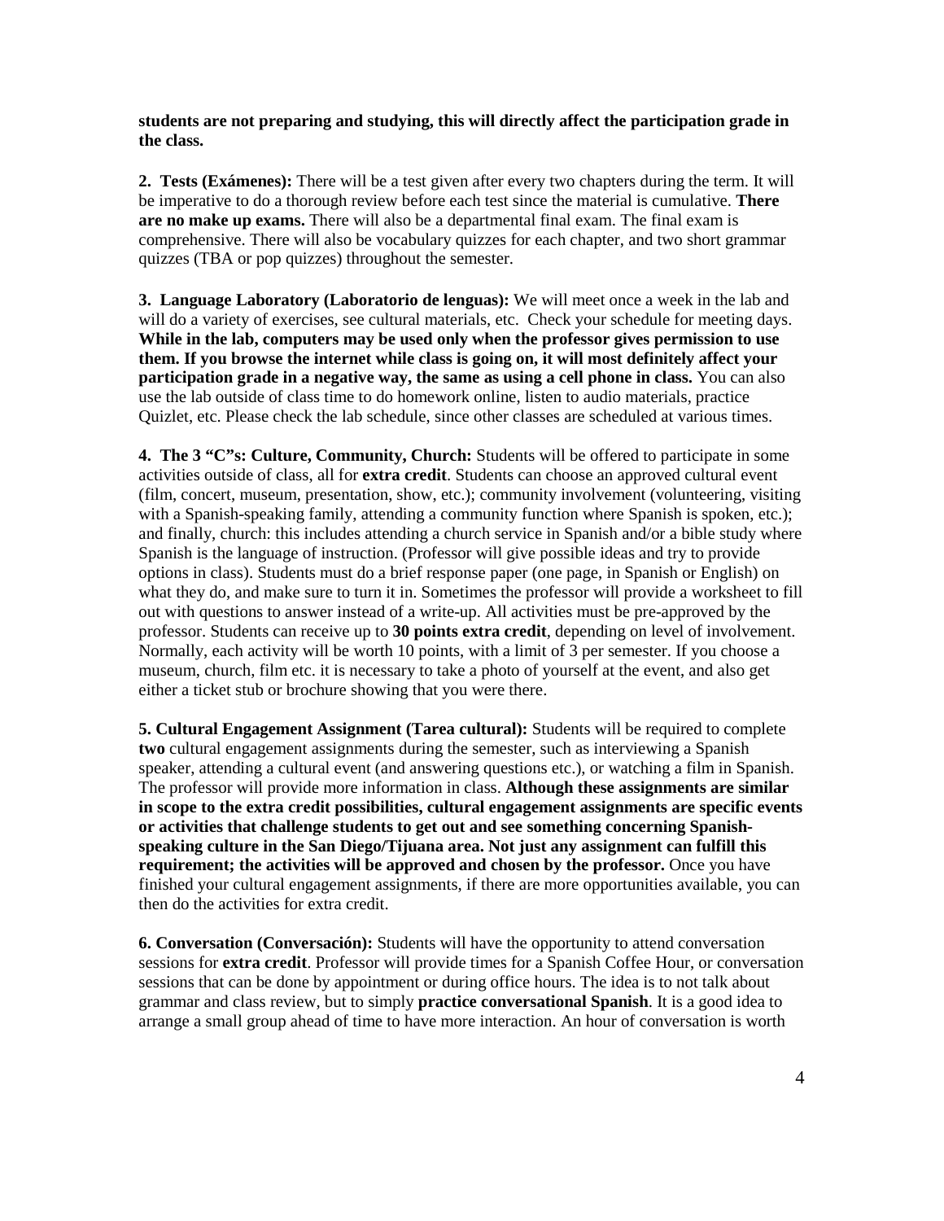**students are not preparing and studying, this will directly affect the participation grade in the class.**

**2. Tests (Exámenes):** There will be a test given after every two chapters during the term. It will be imperative to do a thorough review before each test since the material is cumulative. **There are no make up exams.** There will also be a departmental final exam. The final exam is comprehensive. There will also be vocabulary quizzes for each chapter, and two short grammar quizzes (TBA or pop quizzes) throughout the semester.

**3. Language Laboratory (Laboratorio de lenguas):** We will meet once a week in the lab and will do a variety of exercises, see cultural materials, etc. Check your schedule for meeting days. **While in the lab, computers may be used only when the professor gives permission to use them. If you browse the internet while class is going on, it will most definitely affect your participation grade in a negative way, the same as using a cell phone in class.** You can also use the lab outside of class time to do homework online, listen to audio materials, practice Quizlet, etc. Please check the lab schedule, since other classes are scheduled at various times.

**4. The 3 "C"s: Culture, Community, Church:** Students will be offered to participate in some activities outside of class, all for **extra credit**. Students can choose an approved cultural event (film, concert, museum, presentation, show, etc.); community involvement (volunteering, visiting with a Spanish-speaking family, attending a community function where Spanish is spoken, etc.); and finally, church: this includes attending a church service in Spanish and/or a bible study where Spanish is the language of instruction. (Professor will give possible ideas and try to provide options in class). Students must do a brief response paper (one page, in Spanish or English) on what they do, and make sure to turn it in. Sometimes the professor will provide a worksheet to fill out with questions to answer instead of a write-up. All activities must be pre-approved by the professor. Students can receive up to **30 points extra credit**, depending on level of involvement. Normally, each activity will be worth 10 points, with a limit of 3 per semester. If you choose a museum, church, film etc. it is necessary to take a photo of yourself at the event, and also get either a ticket stub or brochure showing that you were there.

**5. Cultural Engagement Assignment (Tarea cultural):** Students will be required to complete **two** cultural engagement assignments during the semester, such as interviewing a Spanish speaker, attending a cultural event (and answering questions etc.), or watching a film in Spanish. The professor will provide more information in class. **Although these assignments are similar in scope to the extra credit possibilities, cultural engagement assignments are specific events or activities that challenge students to get out and see something concerning Spanish-speaking culture in the San Diego/Tijuana area. Not just any assignment can fulfill this requirement; the activities will be approved and chosen by the professor.** Once you have finished your cultural engagement assignments, if there are more opportunities available, you can then do the activities for extra credit.

**6. Conversation (Conversación):** Students will have the opportunity to attend conversation sessions for **extra credit**. Professor will provide times for a Spanish Coffee Hour, or conversation sessions that can be done by appointment or during office hours. The idea is to not talk about grammar and class review, but to simply **practice conversational Spanish**. It is a good idea to arrange a small group ahead of time to have more interaction. An hour of conversation is worth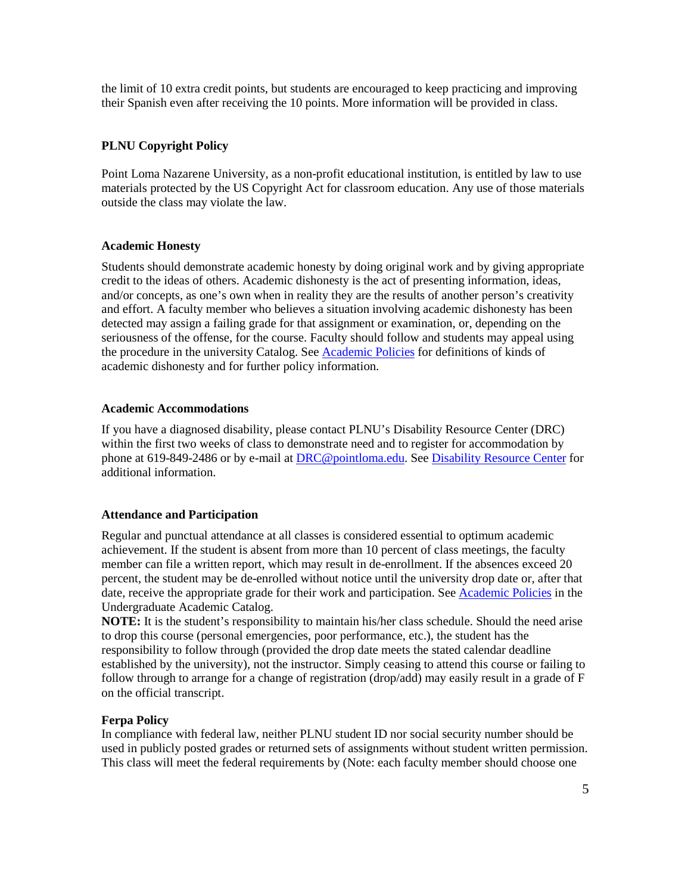the limit of 10 extra credit points, but students are encouraged to keep practicing and improving their Spanish even after receiving the 10 points. More information will be provided in class.

**PLNU Copyright Policy**

Point Loma Nazarene University, as a non-profit educational institution, is entitled by law to use materials protected by the US Copyright Act for classroom education. Any use of those materials outside the class may violate the law.

**Academic Honesty**

Students should demonstrate academic honesty by doing original work and by giving appropriate credit to the ideas of others. Academic dishonesty is the act of presenting information, ideas, and/or concepts, as one's own when in reality they are the results of another person's creativity and effort. A faculty member who believes a situation involving academic dishonesty has been detected may assign a failing grade for that assignment or examination, or, depending on the seriousness of the offense, for the course. Faculty should follow and students may appeal using the procedure in the university Catalog. See Academic Policies for definitions of kinds of academic dishonesty and for further policy information.

**Academic Accommodations**

If you have a diagnosed disability, please contact PLNU's Disability Resource Center (DRC) within the first two weeks of class to demonstrate need and to register for accommodation by phone at 619-849-2486 or by e-mail at DRC@pointloma.edu. See Disability Resource Center for additional information.

**Attendance and Participation**

Regular and punctual attendance at all classes is considered essential to optimum academic achievement. If the student is absent from more than 10 percent of class meetings, the faculty member can file a written report, which may result in de-enrollment. If the absences exceed 20 percent, the student may be de-enrolled without notice until the university drop date or, after that date, receive the appropriate grade for their work and participation. See Academic Policies in the Undergraduate Academic Catalog.
**NOTE:** It is the student's responsibility to maintain his/her class schedule. Should the need arise to drop this course (personal emergencies, poor performance, etc.), the student has the responsibility to follow through (provided the drop date meets the stated calendar deadline established by the university), not the instructor. Simply ceasing to attend this course or failing to follow through to arrange for a change of registration (drop/add) may easily result in a grade of F on the official transcript.

**Ferpa Policy**
In compliance with federal law, neither PLNU student ID nor social security number should be used in publicly posted grades or returned sets of assignments without student written permission. This class will meet the federal requirements by (Note: each faculty member should choose one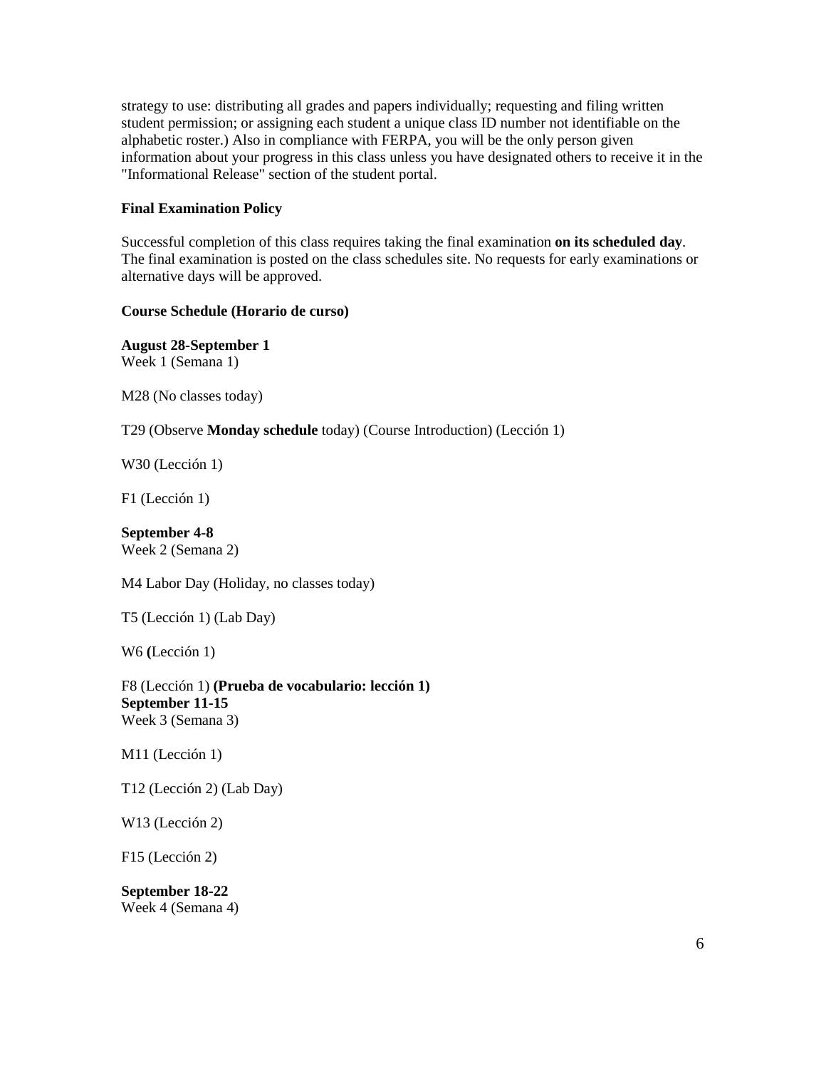strategy to use: distributing all grades and papers individually; requesting and filing written student permission; or assigning each student a unique class ID number not identifiable on the alphabetic roster.) Also in compliance with FERPA, you will be the only person given information about your progress in this class unless you have designated others to receive it in the "Informational Release" section of the student portal.

**Final Examination Policy**

Successful completion of this class requires taking the final examination **on its scheduled day**. The final examination is posted on the class schedules site. No requests for early examinations or alternative days will be approved.

**Course Schedule (Horario de curso)**

**August 28-September 1**
Week 1 (Semana 1)

M28 (No classes today)

T29 (Observe **Monday schedule** today) (Course Introduction) (Lección 1)

W30 (Lección 1)

F1 (Lección 1)

**September 4-8**
Week 2 (Semana 2)

M4 Labor Day (Holiday, no classes today)

T5 (Lección 1) (Lab Day)

W6 (Lección 1)

F8 (Lección 1) **(Prueba de vocabulario: lección 1)**

**September 11-15**
Week 3 (Semana 3)

M11 (Lección 1)

T12 (Lección 2) (Lab Day)

W13 (Lección 2)

F15 (Lección 2)

**September 18-22**
Week 4 (Semana 4)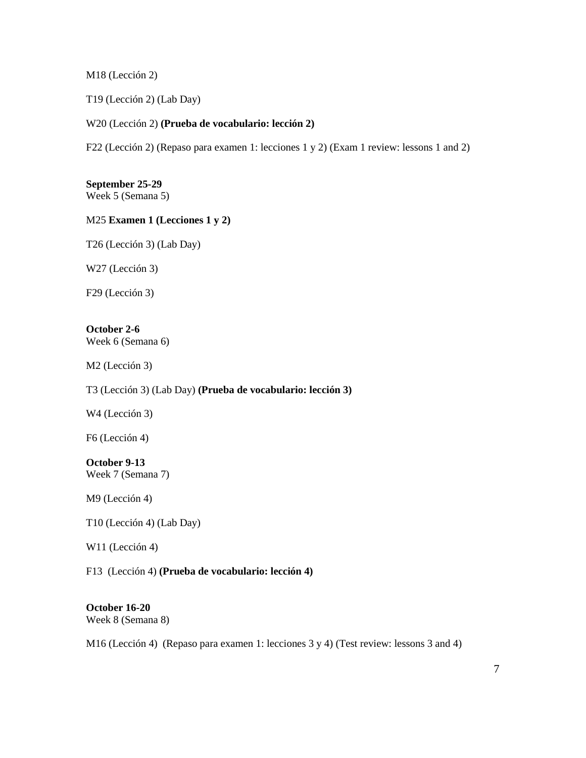M18 (Lección 2)

T19 (Lección 2) (Lab Day)

W20 (Lección 2) **(Prueba de vocabulario: lección 2)**

F22 (Lección 2) (Repaso para examen 1: lecciones 1 y 2) (Exam 1 review: lessons 1 and 2)

**September 25-29**
Week 5 (Semana 5)

M25 **Examen 1 (Lecciones 1 y 2)**

T26 (Lección 3) (Lab Day)

W27 (Lección 3)

F29 (Lección 3)

**October 2-6**
Week 6 (Semana 6)

M2 (Lección 3)

T3 (Lección 3) (Lab Day) **(Prueba de vocabulario: lección 3)**

W4 (Lección 3)

F6 (Lección 4)

**October 9-13**
Week 7 (Semana 7)

M9 (Lección 4)

T10 (Lección 4) (Lab Day)

W11 (Lección 4)

F13 (Lección 4) **(Prueba de vocabulario: lección 4)**

**October 16-20**
Week 8 (Semana 8)

M16 (Lección 4) (Repaso para examen 1: lecciones 3 y 4) (Test review: lessons 3 and 4)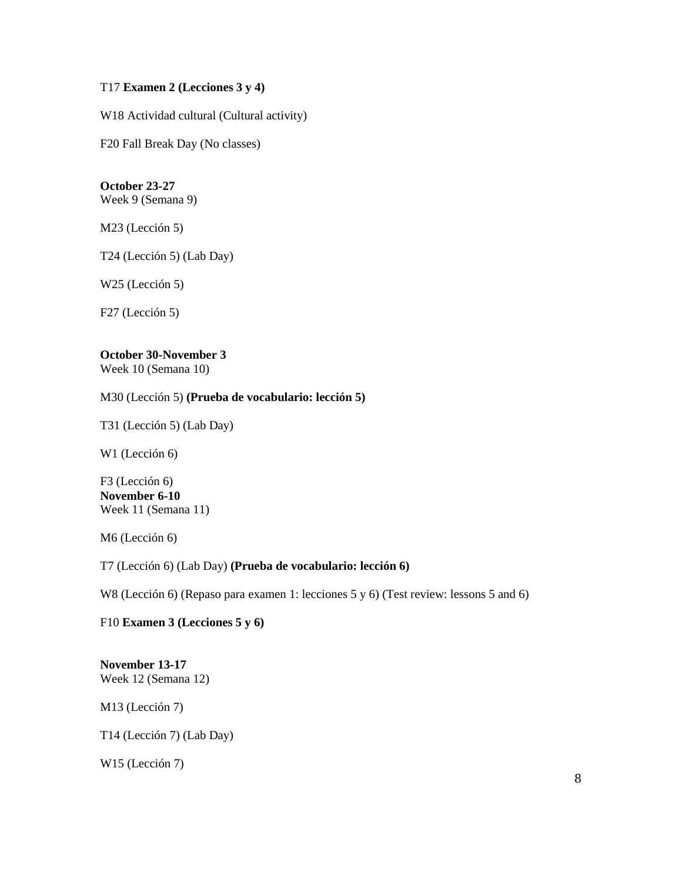T17 **Examen 2 (Lecciones 3 y 4)**

W18 Actividad cultural (Cultural activity)

F20 Fall Break Day (No classes)

**October 23-27**
Week 9 (Semana 9)

M23 (Lección 5)

T24 (Lección 5) (Lab Day)

W25 (Lección 5)

F27 (Lección 5)

**October 30-November 3**
Week 10 (Semana 10)

M30 (Lección 5) **(Prueba de vocabulario: lección 5)**

T31 (Lección 5) (Lab Day)

W1 (Lección 6)

F3 (Lección 6)
**November 6-10**
Week 11 (Semana 11)

M6 (Lección 6)

T7 (Lección 6) (Lab Day) **(Prueba de vocabulario: lección 6)**

W8 (Lección 6) (Repaso para examen 1: lecciones 5 y 6) (Test review: lessons 5 and 6)

F10 **Examen 3 (Lecciones 5 y 6)**

**November 13-17**
Week 12 (Semana 12)

M13 (Lección 7)

T14 (Lección 7) (Lab Day)

W15 (Lección 7)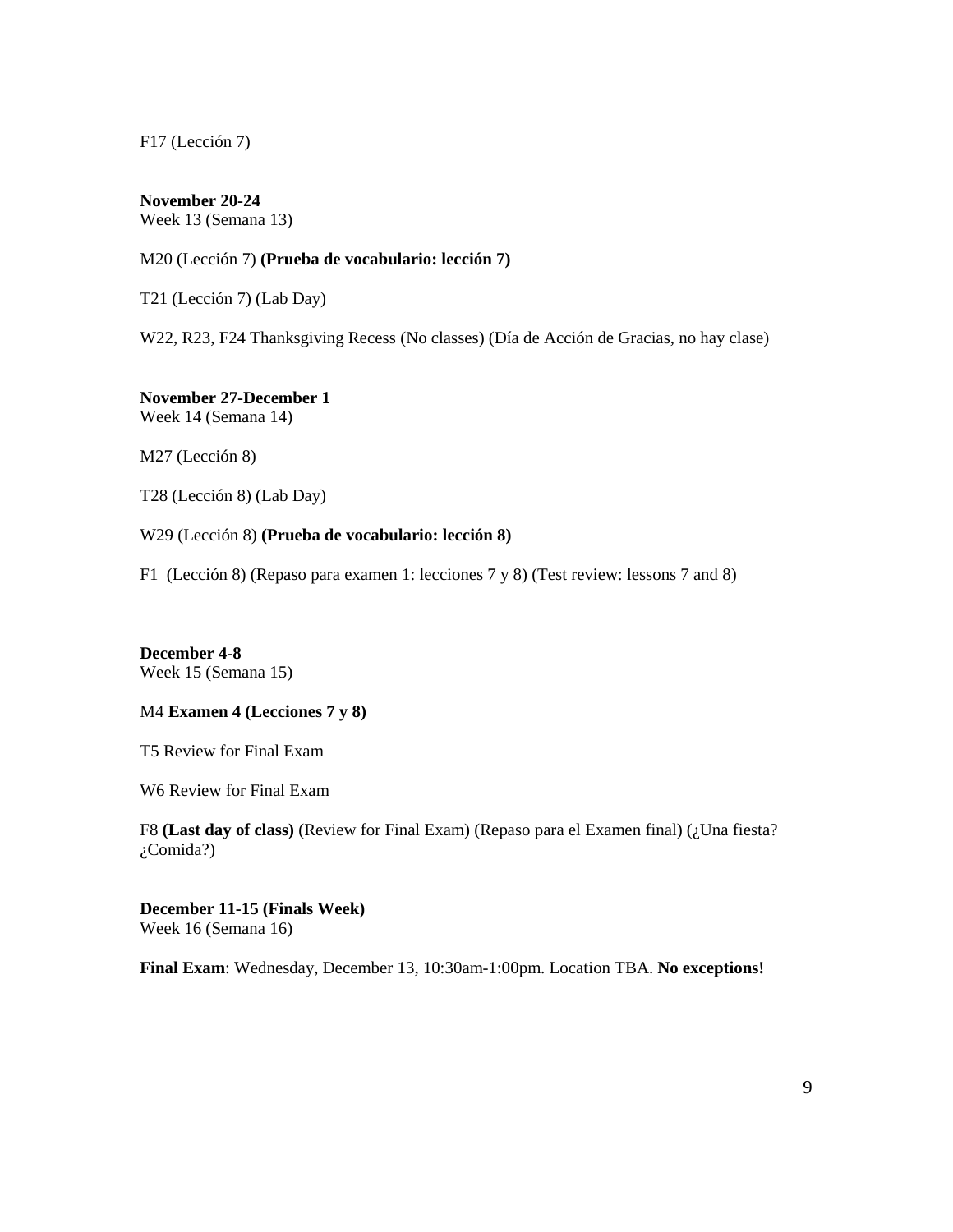F17 (Lección 7)

**November 20-24**
Week 13 (Semana 13)

M20 (Lección 7) **(Prueba de vocabulario: lección 7)**

T21 (Lección 7) (Lab Day)

W22, R23, F24 Thanksgiving Recess (No classes) (Día de Acción de Gracias, no hay clase)

**November 27-December 1**
Week 14 (Semana 14)

M27 (Lección 8)

T28 (Lección 8) (Lab Day)

W29 (Lección 8) **(Prueba de vocabulario: lección 8)**

F1 (Lección 8) (Repaso para examen 1: lecciones 7 y 8) (Test review: lessons 7 and 8)

**December 4-8**
Week 15 (Semana 15)

M4 **Examen 4 (Lecciones 7 y 8)**

T5 Review for Final Exam

W6 Review for Final Exam

F8 **(Last day of class)** (Review for Final Exam) (Repaso para el Examen final) (¿Una fiesta? ¿Comida?)

**December 11-15 (Finals Week)**
Week 16 (Semana 16)

**Final Exam**: Wednesday, December 13, 10:30am-1:00pm. Location TBA. **No exceptions!**